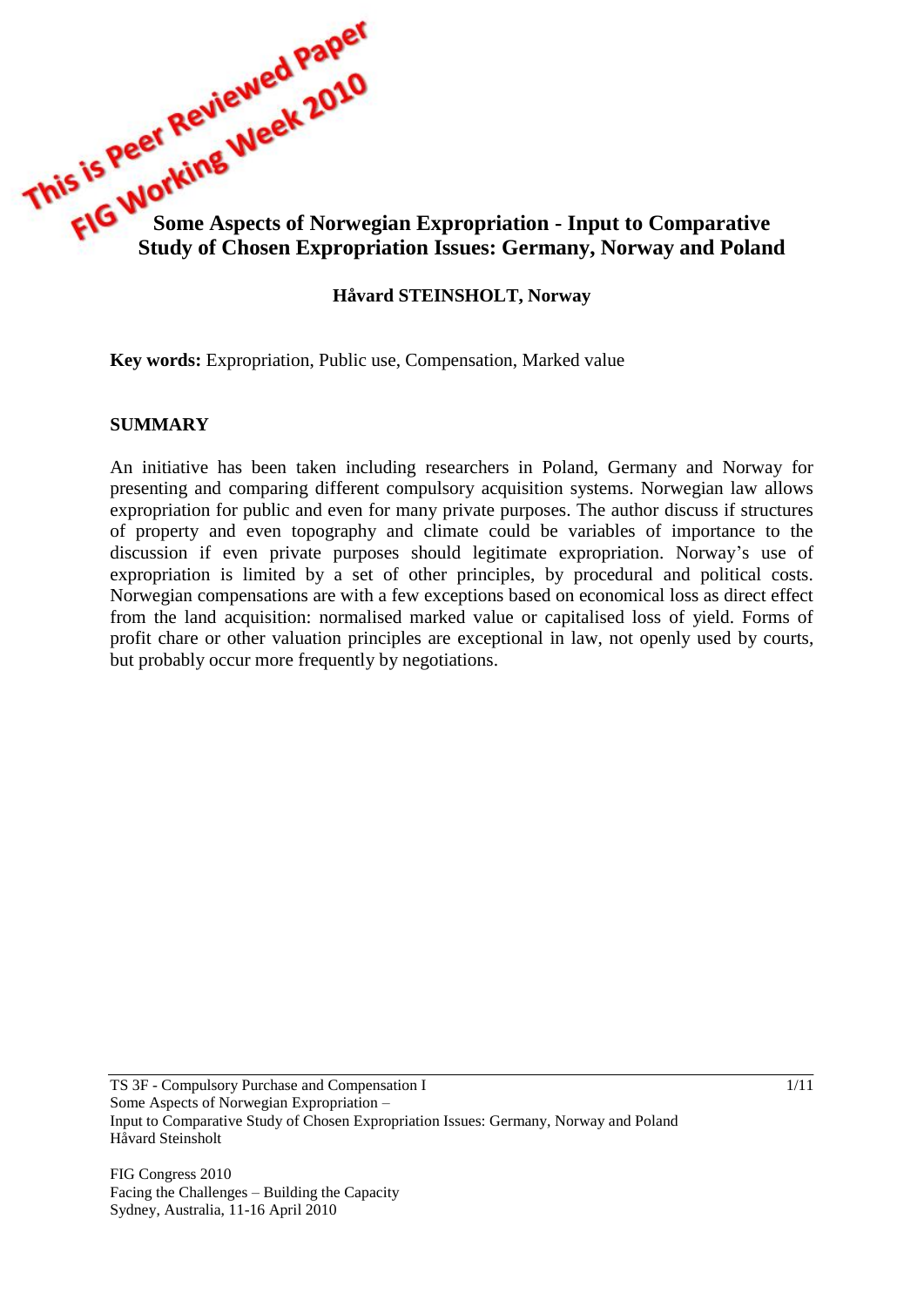This is Peer Reviewed Paper
FIG Working Week 2010

# Some Aspects of Norwegian Expropriation - Input to Comparative Study of Chosen Expropriation Issues: Germany, Norway and Poland

**Håvard STEINSHOLT, Norway**

**Key words:** Expropriation, Public use, Compensation, Marked value

## SUMMARY

An initiative has been taken including researchers in Poland, Germany and Norway for presenting and comparing different compulsory acquisition systems. Norwegian law allows expropriation for public and even for many private purposes. The author discuss if structures of property and even topography and climate could be variables of importance to the discussion if even private purposes should legitimate expropriation. Norway's use of expropriation is limited by a set of other principles, by procedural and political costs. Norwegian compensations are with a few exceptions based on economical loss as direct effect from the land acquisition: normalised marked value or capitalised loss of yield. Forms of profit chare or other valuation principles are exceptional in law, not openly used by courts, but probably occur more frequently by negotiations.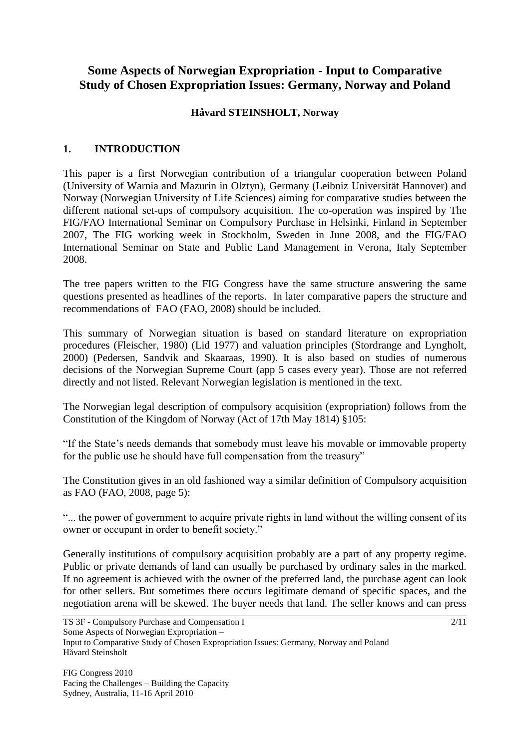# Some Aspects of Norwegian Expropriation - Input to Comparative Study of Chosen Expropriation Issues: Germany, Norway and Poland

**Håvard STEINSHOLT, Norway**

## 1. INTRODUCTION

This paper is a first Norwegian contribution of a triangular cooperation between Poland (University of Warnia and Mazurin in Olztyn), Germany (Leibniz Universität Hannover) and Norway (Norwegian University of Life Sciences) aiming for comparative studies between the different national set-ups of compulsory acquisition. The co-operation was inspired by The FIG/FAO International Seminar on Compulsory Purchase in Helsinki, Finland in September 2007, The FIG working week in Stockholm, Sweden in June 2008, and the FIG/FAO International Seminar on State and Public Land Management in Verona, Italy September 2008.

The tree papers written to the FIG Congress have the same structure answering the same questions presented as headlines of the reports. In later comparative papers the structure and recommendations of FAO (FAO, 2008) should be included.

This summary of Norwegian situation is based on standard literature on expropriation procedures (Fleischer, 1980) (Lid 1977) and valuation principles (Stordrange and Lyngholt, 2000) (Pedersen, Sandvik and Skaaraas, 1990). It is also based on studies of numerous decisions of the Norwegian Supreme Court (app 5 cases every year). Those are not referred directly and not listed. Relevant Norwegian legislation is mentioned in the text.

The Norwegian legal description of compulsory acquisition (expropriation) follows from the Constitution of the Kingdom of Norway (Act of 17th May 1814) §105:

"If the State's needs demands that somebody must leave his movable or immovable property for the public use he should have full compensation from the treasury"

The Constitution gives in an old fashioned way a similar definition of Compulsory acquisition as FAO (FAO, 2008, page 5):

"... the power of government to acquire private rights in land without the willing consent of its owner or occupant in order to benefit society."

Generally institutions of compulsory acquisition probably are a part of any property regime. Public or private demands of land can usually be purchased by ordinary sales in the marked. If no agreement is achieved with the owner of the preferred land, the purchase agent can look for other sellers. But sometimes there occurs legitimate demand of specific spaces, and the negotiation arena will be skewed. The buyer needs that land. The seller knows and can press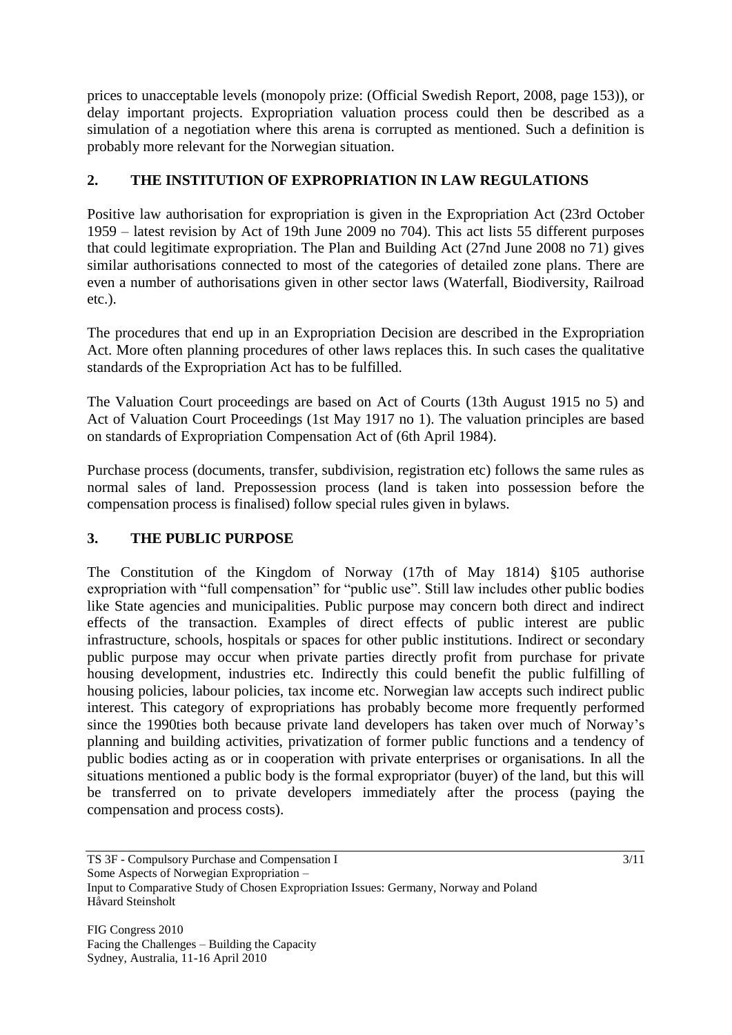prices to unacceptable levels (monopoly prize: (Official Swedish Report, 2008, page 153)), or delay important projects. Expropriation valuation process could then be described as a simulation of a negotiation where this arena is corrupted as mentioned. Such a definition is probably more relevant for the Norwegian situation.

## 2. THE INSTITUTION OF EXPROPRIATION IN LAW REGULATIONS

Positive law authorisation for expropriation is given in the Expropriation Act (23rd October 1959 – latest revision by Act of 19th June 2009 no 704). This act lists 55 different purposes that could legitimate expropriation. The Plan and Building Act (27nd June 2008 no 71) gives similar authorisations connected to most of the categories of detailed zone plans. There are even a number of authorisations given in other sector laws (Waterfall, Biodiversity, Railroad etc.).

The procedures that end up in an Expropriation Decision are described in the Expropriation Act. More often planning procedures of other laws replaces this. In such cases the qualitative standards of the Expropriation Act has to be fulfilled.

The Valuation Court proceedings are based on Act of Courts (13th August 1915 no 5) and Act of Valuation Court Proceedings (1st May 1917 no 1). The valuation principles are based on standards of Expropriation Compensation Act of (6th April 1984).

Purchase process (documents, transfer, subdivision, registration etc) follows the same rules as normal sales of land. Prepossession process (land is taken into possession before the compensation process is finalised) follow special rules given in bylaws.

## 3. THE PUBLIC PURPOSE

The Constitution of the Kingdom of Norway (17th of May 1814) §105 authorise expropriation with "full compensation" for "public use". Still law includes other public bodies like State agencies and municipalities. Public purpose may concern both direct and indirect effects of the transaction. Examples of direct effects of public interest are public infrastructure, schools, hospitals or spaces for other public institutions. Indirect or secondary public purpose may occur when private parties directly profit from purchase for private housing development, industries etc. Indirectly this could benefit the public fulfilling of housing policies, labour policies, tax income etc. Norwegian law accepts such indirect public interest. This category of expropriations has probably become more frequently performed since the 1990ties both because private land developers has taken over much of Norway's planning and building activities, privatization of former public functions and a tendency of public bodies acting as or in cooperation with private enterprises or organisations. In all the situations mentioned a public body is the formal expropriator (buyer) of the land, but this will be transferred on to private developers immediately after the process (paying the compensation and process costs).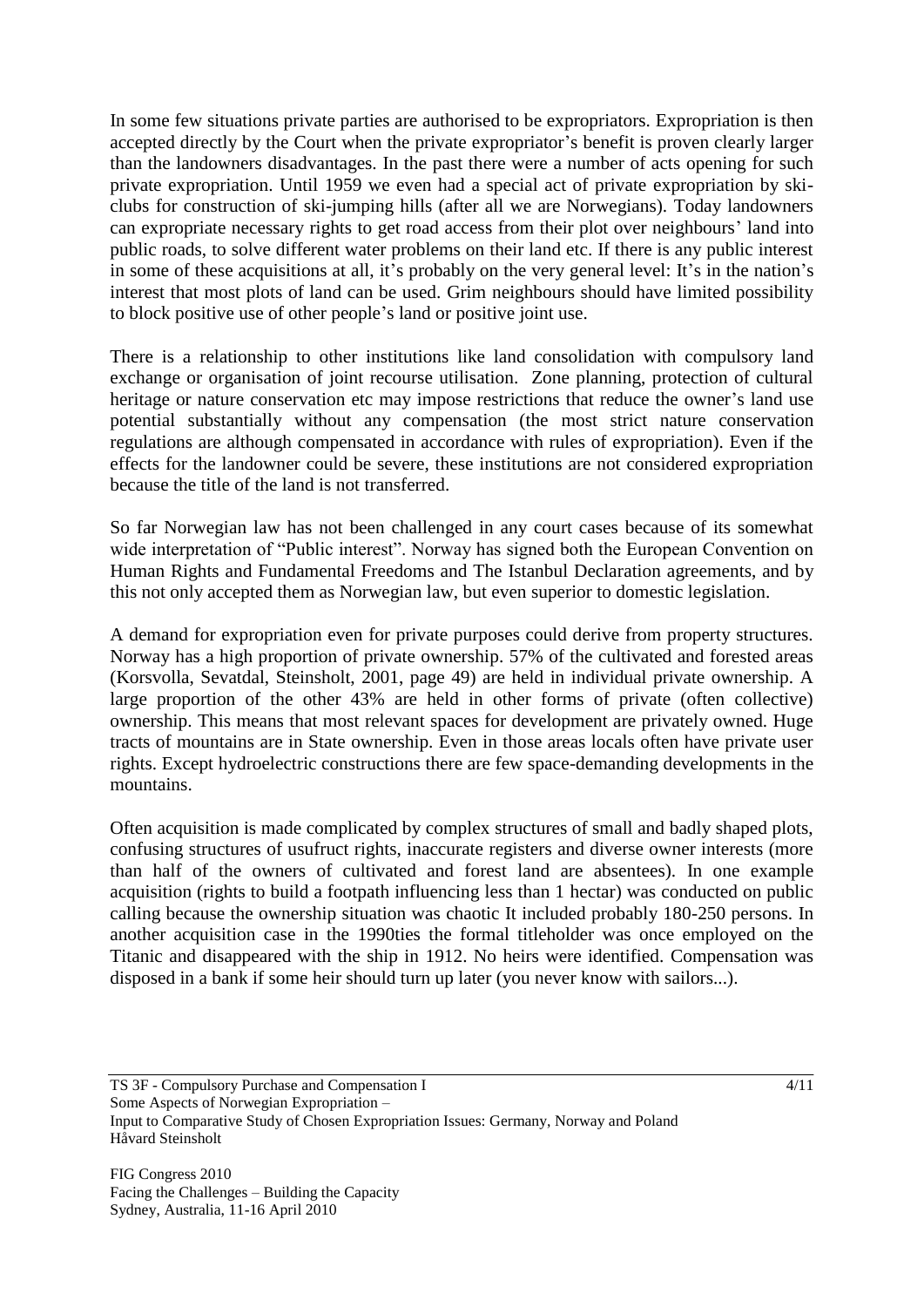In some few situations private parties are authorised to be expropriators. Expropriation is then accepted directly by the Court when the private expropriator's benefit is proven clearly larger than the landowners disadvantages. In the past there were a number of acts opening for such private expropriation. Until 1959 we even had a special act of private expropriation by ski-clubs for construction of ski-jumping hills (after all we are Norwegians). Today landowners can expropriate necessary rights to get road access from their plot over neighbours' land into public roads, to solve different water problems on their land etc. If there is any public interest in some of these acquisitions at all, it's probably on the very general level: It's in the nation's interest that most plots of land can be used. Grim neighbours should have limited possibility to block positive use of other people's land or positive joint use.

There is a relationship to other institutions like land consolidation with compulsory land exchange or organisation of joint recourse utilisation. Zone planning, protection of cultural heritage or nature conservation etc may impose restrictions that reduce the owner's land use potential substantially without any compensation (the most strict nature conservation regulations are although compensated in accordance with rules of expropriation). Even if the effects for the landowner could be severe, these institutions are not considered expropriation because the title of the land is not transferred.

So far Norwegian law has not been challenged in any court cases because of its somewhat wide interpretation of "Public interest". Norway has signed both the European Convention on Human Rights and Fundamental Freedoms and The Istanbul Declaration agreements, and by this not only accepted them as Norwegian law, but even superior to domestic legislation.

A demand for expropriation even for private purposes could derive from property structures. Norway has a high proportion of private ownership. 57% of the cultivated and forested areas (Korsvolla, Sevatdal, Steinsholt, 2001, page 49) are held in individual private ownership. A large proportion of the other 43% are held in other forms of private (often collective) ownership. This means that most relevant spaces for development are privately owned. Huge tracts of mountains are in State ownership. Even in those areas locals often have private user rights. Except hydroelectric constructions there are few space-demanding developments in the mountains.

Often acquisition is made complicated by complex structures of small and badly shaped plots, confusing structures of usufruct rights, inaccurate registers and diverse owner interests (more than half of the owners of cultivated and forest land are absentees). In one example acquisition (rights to build a footpath influencing less than 1 hectar) was conducted on public calling because the ownership situation was chaotic It included probably 180-250 persons. In another acquisition case in the 1990ties the formal titleholder was once employed on the Titanic and disappeared with the ship in 1912. No heirs were identified. Compensation was disposed in a bank if some heir should turn up later (you never know with sailors...).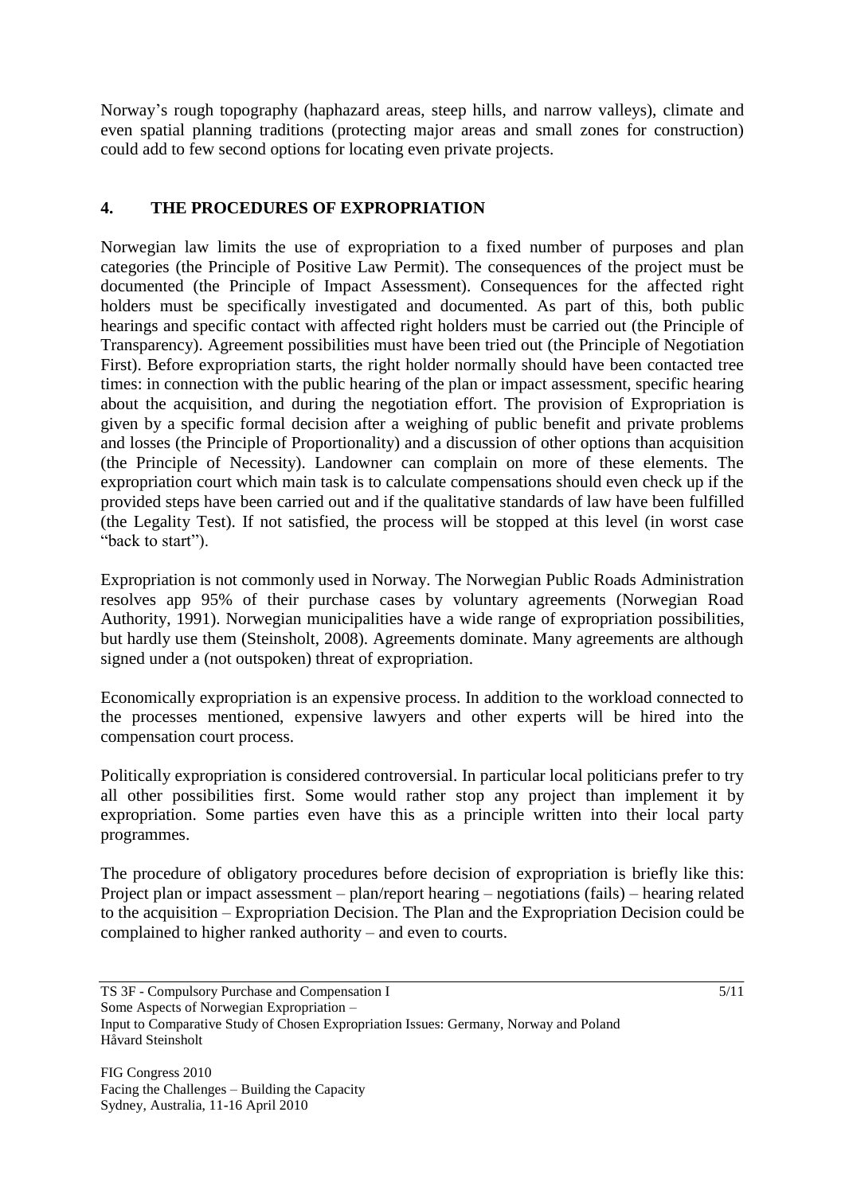Norway's rough topography (haphazard areas, steep hills, and narrow valleys), climate and even spatial planning traditions (protecting major areas and small zones for construction) could add to few second options for locating even private projects.

## 4. THE PROCEDURES OF EXPROPRIATION

Norwegian law limits the use of expropriation to a fixed number of purposes and plan categories (the Principle of Positive Law Permit). The consequences of the project must be documented (the Principle of Impact Assessment). Consequences for the affected right holders must be specifically investigated and documented. As part of this, both public hearings and specific contact with affected right holders must be carried out (the Principle of Transparency). Agreement possibilities must have been tried out (the Principle of Negotiation First). Before expropriation starts, the right holder normally should have been contacted tree times: in connection with the public hearing of the plan or impact assessment, specific hearing about the acquisition, and during the negotiation effort. The provision of Expropriation is given by a specific formal decision after a weighing of public benefit and private problems and losses (the Principle of Proportionality) and a discussion of other options than acquisition (the Principle of Necessity). Landowner can complain on more of these elements. The expropriation court which main task is to calculate compensations should even check up if the provided steps have been carried out and if the qualitative standards of law have been fulfilled (the Legality Test). If not satisfied, the process will be stopped at this level (in worst case "back to start").

Expropriation is not commonly used in Norway. The Norwegian Public Roads Administration resolves app 95% of their purchase cases by voluntary agreements (Norwegian Road Authority, 1991). Norwegian municipalities have a wide range of expropriation possibilities, but hardly use them (Steinsholt, 2008). Agreements dominate. Many agreements are although signed under a (not outspoken) threat of expropriation.

Economically expropriation is an expensive process. In addition to the workload connected to the processes mentioned, expensive lawyers and other experts will be hired into the compensation court process.

Politically expropriation is considered controversial. In particular local politicians prefer to try all other possibilities first. Some would rather stop any project than implement it by expropriation. Some parties even have this as a principle written into their local party programmes.

The procedure of obligatory procedures before decision of expropriation is briefly like this: Project plan or impact assessment – plan/report hearing – negotiations (fails) – hearing related to the acquisition – Expropriation Decision. The Plan and the Expropriation Decision could be complained to higher ranked authority – and even to courts.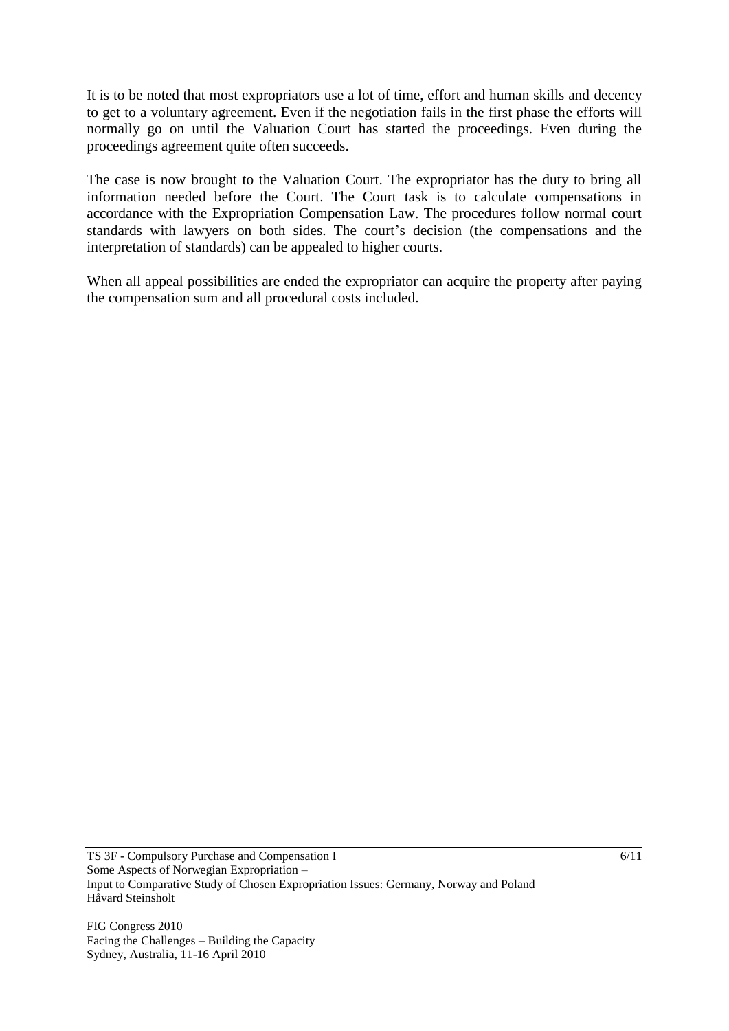It is to be noted that most expropriators use a lot of time, effort and human skills and decency to get to a voluntary agreement. Even if the negotiation fails in the first phase the efforts will normally go on until the Valuation Court has started the proceedings. Even during the proceedings agreement quite often succeeds.

The case is now brought to the Valuation Court. The expropriator has the duty to bring all information needed before the Court. The Court task is to calculate compensations in accordance with the Expropriation Compensation Law. The procedures follow normal court standards with lawyers on both sides. The court's decision (the compensations and the interpretation of standards) can be appealed to higher courts.

When all appeal possibilities are ended the expropriator can acquire the property after paying the compensation sum and all procedural costs included.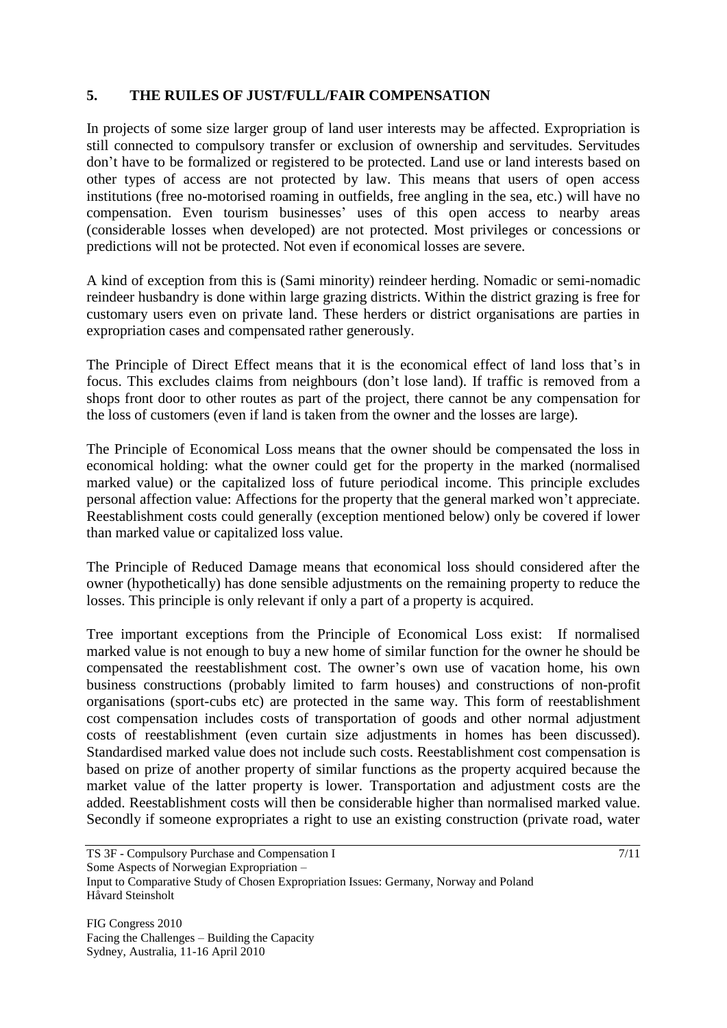## 5. THE RUILES OF JUST/FULL/FAIR COMPENSATION

In projects of some size larger group of land user interests may be affected. Expropriation is still connected to compulsory transfer or exclusion of ownership and servitudes. Servitudes don't have to be formalized or registered to be protected. Land use or land interests based on other types of access are not protected by law. This means that users of open access institutions (free no-motorised roaming in outfields, free angling in the sea, etc.) will have no compensation. Even tourism businesses' uses of this open access to nearby areas (considerable losses when developed) are not protected. Most privileges or concessions or predictions will not be protected. Not even if economical losses are severe.

A kind of exception from this is (Sami minority) reindeer herding. Nomadic or semi-nomadic reindeer husbandry is done within large grazing districts. Within the district grazing is free for customary users even on private land. These herders or district organisations are parties in expropriation cases and compensated rather generously.

The Principle of Direct Effect means that it is the economical effect of land loss that's in focus. This excludes claims from neighbours (don't lose land). If traffic is removed from a shops front door to other routes as part of the project, there cannot be any compensation for the loss of customers (even if land is taken from the owner and the losses are large).

The Principle of Economical Loss means that the owner should be compensated the loss in economical holding: what the owner could get for the property in the marked (normalised marked value) or the capitalized loss of future periodical income. This principle excludes personal affection value: Affections for the property that the general marked won't appreciate. Reestablishment costs could generally (exception mentioned below) only be covered if lower than marked value or capitalized loss value.

The Principle of Reduced Damage means that economical loss should considered after the owner (hypothetically) has done sensible adjustments on the remaining property to reduce the losses. This principle is only relevant if only a part of a property is acquired.

Tree important exceptions from the Principle of Economical Loss exist: If normalised marked value is not enough to buy a new home of similar function for the owner he should be compensated the reestablishment cost. The owner's own use of vacation home, his own business constructions (probably limited to farm houses) and constructions of non-profit organisations (sport-cubs etc) are protected in the same way. This form of reestablishment cost compensation includes costs of transportation of goods and other normal adjustment costs of reestablishment (even curtain size adjustments in homes has been discussed). Standardised marked value does not include such costs. Reestablishment cost compensation is based on prize of another property of similar functions as the property acquired because the market value of the latter property is lower. Transportation and adjustment costs are the added. Reestablishment costs will then be considerable higher than normalised marked value. Secondly if someone expropriates a right to use an existing construction (private road, water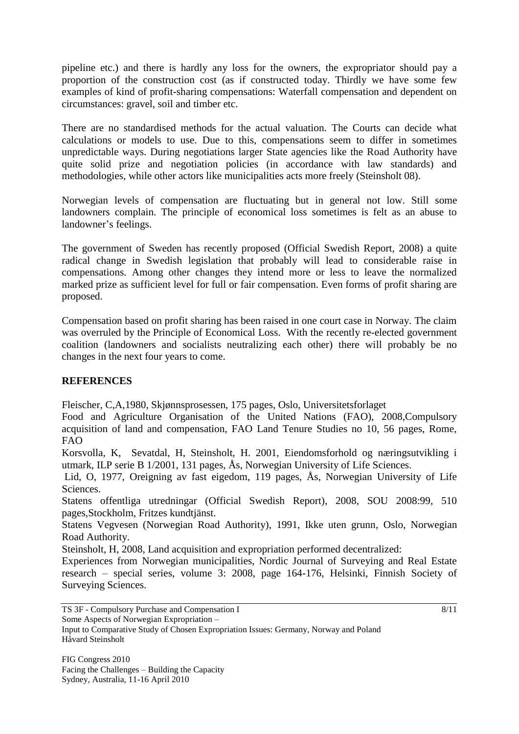pipeline etc.) and there is hardly any loss for the owners, the expropriator should pay a proportion of the construction cost (as if constructed today. Thirdly we have some few examples of kind of profit-sharing compensations: Waterfall compensation and dependent on circumstances: gravel, soil and timber etc.

There are no standardised methods for the actual valuation. The Courts can decide what calculations or models to use. Due to this, compensations seem to differ in sometimes unpredictable ways. During negotiations larger State agencies like the Road Authority have quite solid prize and negotiation policies (in accordance with law standards) and methodologies, while other actors like municipalities acts more freely (Steinsholt 08).

Norwegian levels of compensation are fluctuating but in general not low. Still some landowners complain. The principle of economical loss sometimes is felt as an abuse to landowner's feelings.

The government of Sweden has recently proposed (Official Swedish Report, 2008) a quite radical change in Swedish legislation that probably will lead to considerable raise in compensations. Among other changes they intend more or less to leave the normalized marked prize as sufficient level for full or fair compensation. Even forms of profit sharing are proposed.

Compensation based on profit sharing has been raised in one court case in Norway. The claim was overruled by the Principle of Economical Loss. With the recently re-elected government coalition (landowners and socialists neutralizing each other) there will probably be no changes in the next four years to come.

**REFERENCES**

Fleischer, C,A,1980, Skjønnsprosessen, 175 pages, Oslo, Universitetsforlaget

Food and Agriculture Organisation of the United Nations (FAO), 2008,Compulsory acquisition of land and compensation, FAO Land Tenure Studies no 10, 56 pages, Rome, FAO

Korsvolla, K, Sevatdal, H, Steinsholt, H. 2001, Eiendomsforhold og næringsutvikling i utmark, ILP serie B 1/2001, 131 pages, Ås, Norwegian University of Life Sciences.

Lid, O, 1977, Oreigning av fast eigedom, 119 pages, Ås, Norwegian University of Life Sciences.

Statens offentliga utredningar (Official Swedish Report), 2008, SOU 2008:99, 510 pages,Stockholm, Fritzes kundtjänst.

Statens Vegvesen (Norwegian Road Authority), 1991, Ikke uten grunn, Oslo, Norwegian Road Authority.

Steinsholt, H, 2008, Land acquisition and expropriation performed decentralized: Experiences from Norwegian municipalities, Nordic Journal of Surveying and Real Estate research – special series, volume 3: 2008, page 164-176, Helsinki, Finnish Society of Surveying Sciences.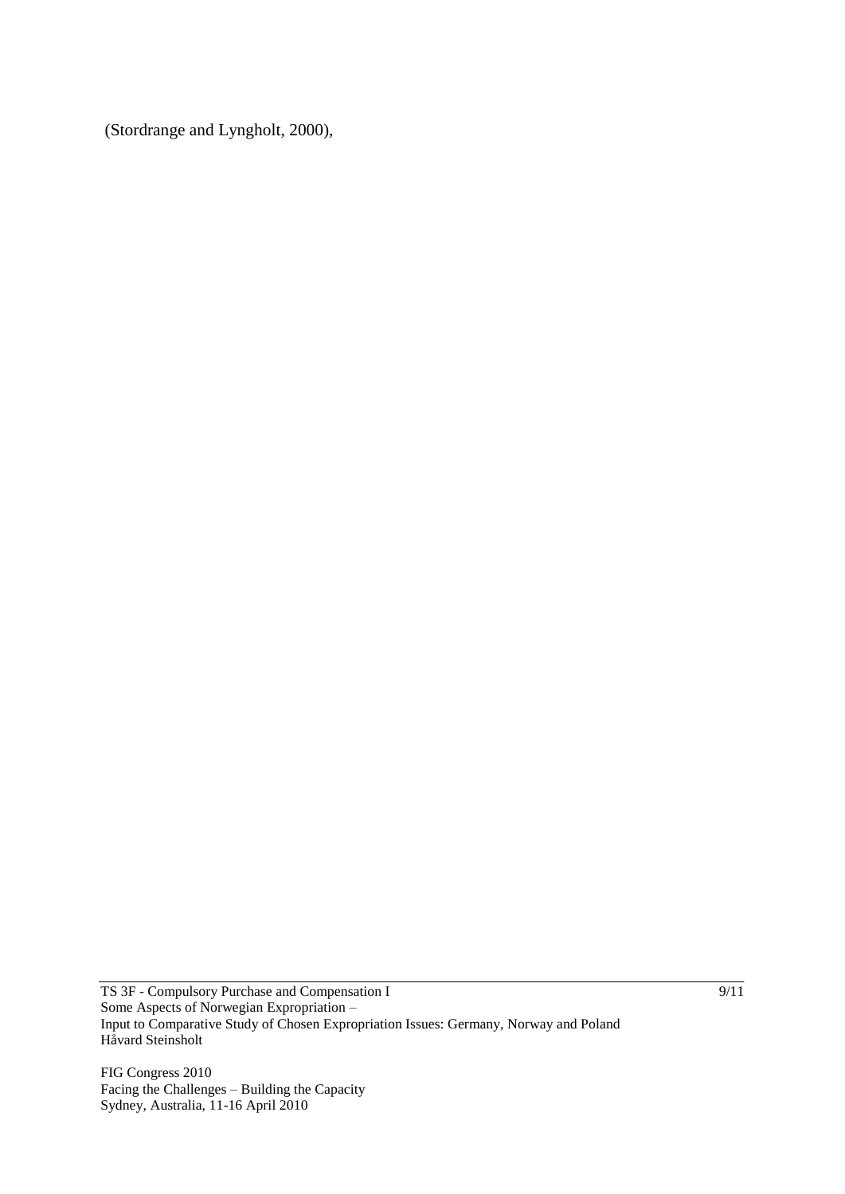(Stordrange and Lyngholt, 2000),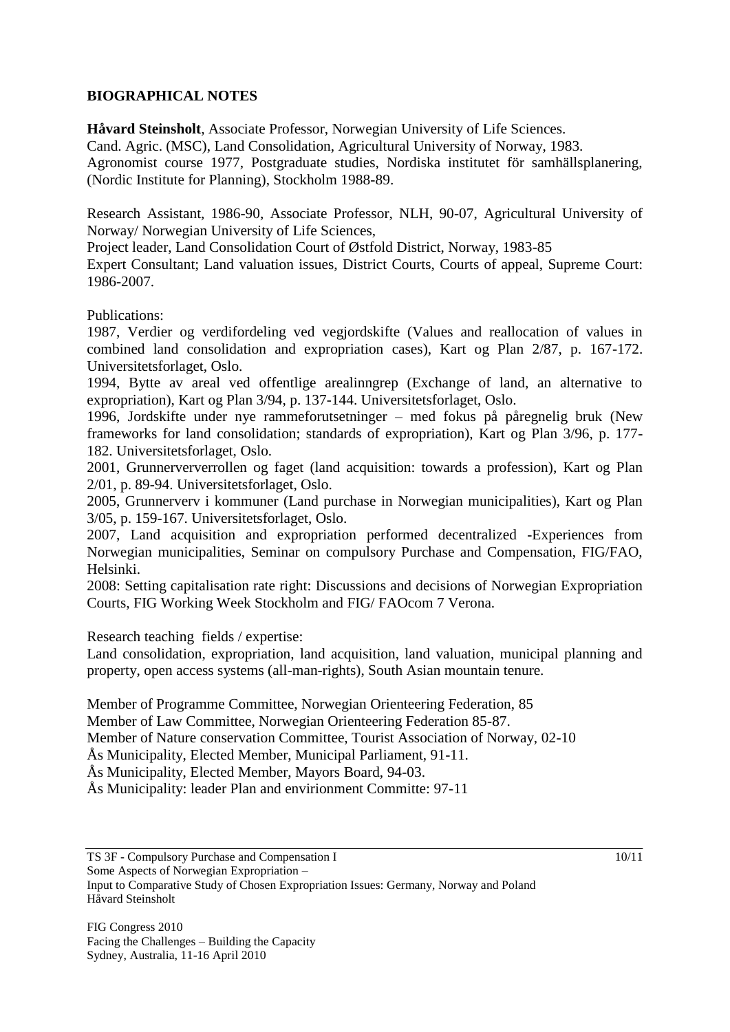## BIOGRAPHICAL NOTES

**Håvard Steinsholt**, Associate Professor, Norwegian University of Life Sciences.
Cand. Agric. (MSC), Land Consolidation, Agricultural University of Norway, 1983.
Agronomist course 1977, Postgraduate studies, Nordiska institutet för samhällsplanering, (Nordic Institute for Planning), Stockholm 1988-89.

Research Assistant, 1986-90, Associate Professor, NLH, 90-07, Agricultural University of Norway/ Norwegian University of Life Sciences,
Project leader, Land Consolidation Court of Østfold District, Norway, 1983-85
Expert Consultant; Land valuation issues, District Courts, Courts of appeal, Supreme Court: 1986-2007.

Publications:
1987, Verdier og verdifordeling ved vegjordskifte (Values and reallocation of values in combined land consolidation and expropriation cases), Kart og Plan 2/87, p. 167-172. Universitetsforlaget, Oslo.
1994, Bytte av areal ved offentlige arealinngrep (Exchange of land, an alternative to expropriation), Kart og Plan 3/94, p. 137-144. Universitetsforlaget, Oslo.
1996, Jordskifte under nye rammeforutsetninger – med fokus på påregnelig bruk (New frameworks for land consolidation; standards of expropriation), Kart og Plan 3/96, p. 177-182. Universitetsforlaget, Oslo.
2001, Grunnervervrollen og faget (land acquisition: towards a profession), Kart og Plan 2/01, p. 89-94. Universitetsforlaget, Oslo.
2005, Grunnerverv i kommuner (Land purchase in Norwegian municipalities), Kart og Plan 3/05, p. 159-167. Universitetsforlaget, Oslo.
2007, Land acquisition and expropriation performed decentralized -Experiences from Norwegian municipalities, Seminar on compulsory Purchase and Compensation, FIG/FAO, Helsinki.
2008: Setting capitalisation rate right: Discussions and decisions of Norwegian Expropriation Courts, FIG Working Week Stockholm and FIG/ FAOcom 7 Verona.

Research teaching fields / expertise:
Land consolidation, expropriation, land acquisition, land valuation, municipal planning and property, open access systems (all-man-rights), South Asian mountain tenure.

Member of Programme Committee, Norwegian Orienteering Federation, 85
Member of Law Committee, Norwegian Orienteering Federation 85-87.
Member of Nature conservation Committee, Tourist Association of Norway, 02-10
Ås Municipality, Elected Member, Municipal Parliament, 91-11.
Ås Municipality, Elected Member, Mayors Board, 94-03.
Ås Municipality: leader Plan and envirionment Committe: 97-11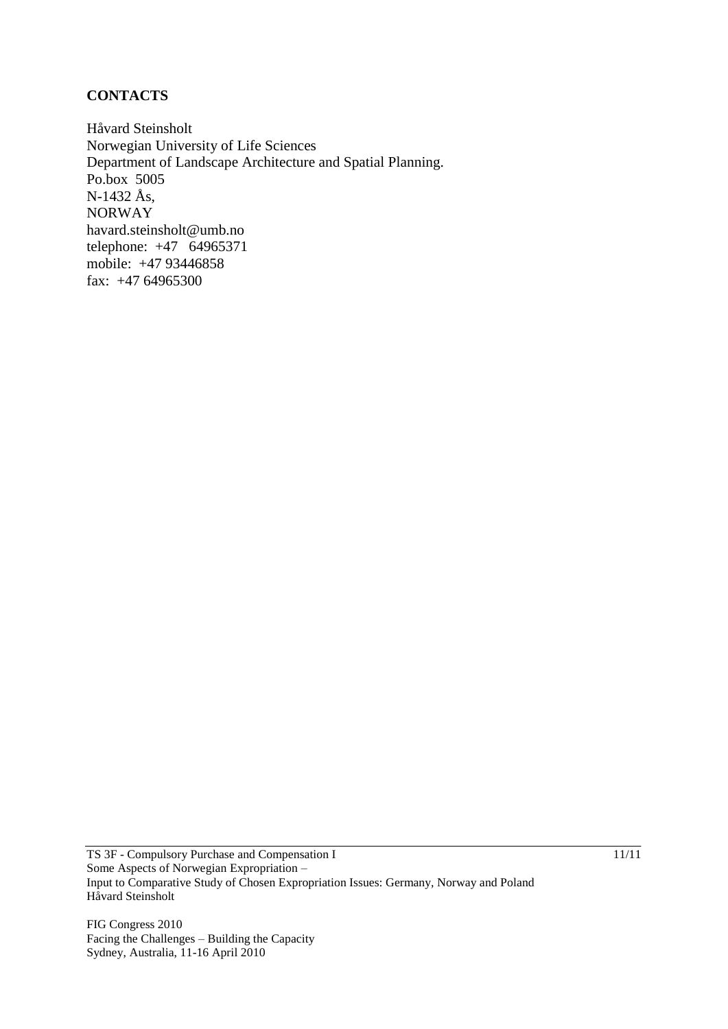**CONTACTS**

Håvard Steinsholt
Norwegian University of Life Sciences
Department of Landscape Architecture and Spatial Planning.
Po.box 5005
N-1432 Ås,
NORWAY
havard.steinsholt@umb.no
telephone: +47 64965371
mobile: +47 93446858
fax: +47 64965300